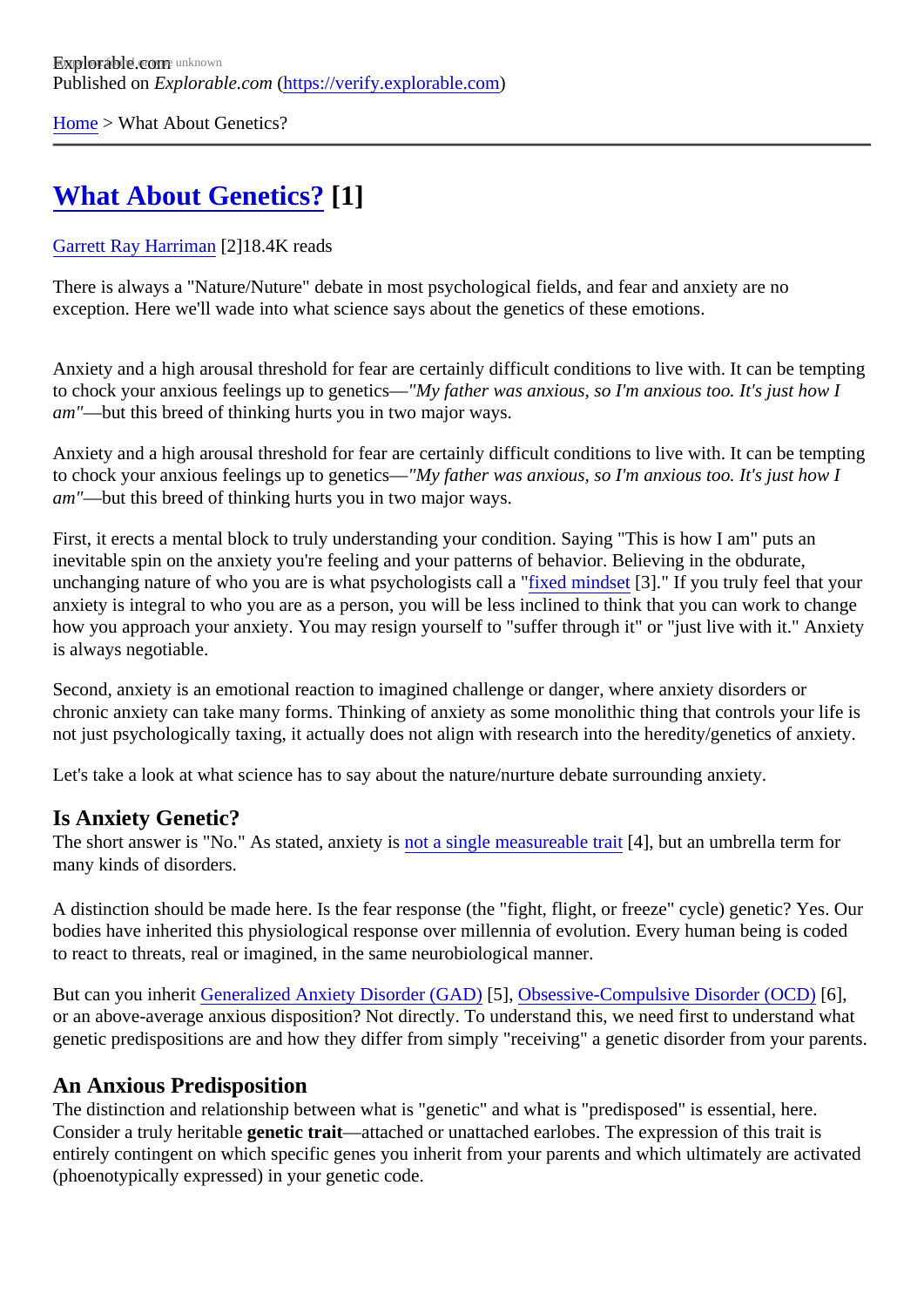Explorable.com

Published on *Explorable.com* (https://verify.explorable.com)

Home > What About Genetics?

# What About Genetics? [1]

Garrett Ray Harriman [2]18.4K reads

There is always a "Nature/Nuture" debate in most psychological fields, and fear and anxiety are no exception. Here we'll wade into what science says about the genetics of these emotions.

Anxiety and a high arousal threshold for fear are certainly difficult conditions to live with. It can be tempting to chock your anxious feelings up to genetics—*"My father was anxious, so I'm anxious too. It's just how I am"*—but this breed of thinking hurts you in two major ways.

Anxiety and a high arousal threshold for fear are certainly difficult conditions to live with. It can be tempting to chock your anxious feelings up to genetics—*"My father was anxious, so I'm anxious too. It's just how I am"*—but this breed of thinking hurts you in two major ways.

First, it erects a mental block to truly understanding your condition. Saying "This is how I am" puts an inevitable spin on the anxiety you're feeling and your patterns of behavior. Believing in the obdurate, unchanging nature of who you are is what psychologists call a "fixed mindset [3]." If you truly feel that your anxiety is integral to who you are as a person, you will be less inclined to think that you can work to change how you approach your anxiety. You may resign yourself to "suffer through it" or "just live with it." Anxiety is always negotiable.

Second, anxiety is an emotional reaction to imagined challenge or danger, where anxiety disorders or chronic anxiety can take many forms. Thinking of anxiety as some monolithic thing that controls your life is not just psychologically taxing, it actually does not align with research into the heredity/genetics of anxiety.

Let's take a look at what science has to say about the nature/nurture debate surrounding anxiety.

## Is Anxiety Genetic?

The short answer is "No." As stated, anxiety is not a single measureable trait [4], but an umbrella term for many kinds of disorders.

A distinction should be made here. Is the fear response (the "fight, flight, or freeze" cycle) genetic? Yes. Our bodies have inherited this physiological response over millenia of evolution. Every human being is coded to react to threats, real or imagined, in the same neurobiological manner.

But can you inherit Generalized Anxiety Disorder (GAD) [5], Obsessive-Compulsive Disorder (OCD) [6], or an above-average anxious disposition? Not directly. To understand this, we need first to understand what genetic predispositions are and how they differ from simply "receiving" a genetic disorder from your parents.

## An Anxious Predisposition

The distinction and relationship between what is "genetic" and what is "predisposed" is essential, here. Consider a truly heritable **genetic trait**—attached or unattached earlobes. The expression of this trait is entirely contingent on which specific genes you inherit from your parents and which ultimately are activated (phoenotypically expressed) in your genetic code.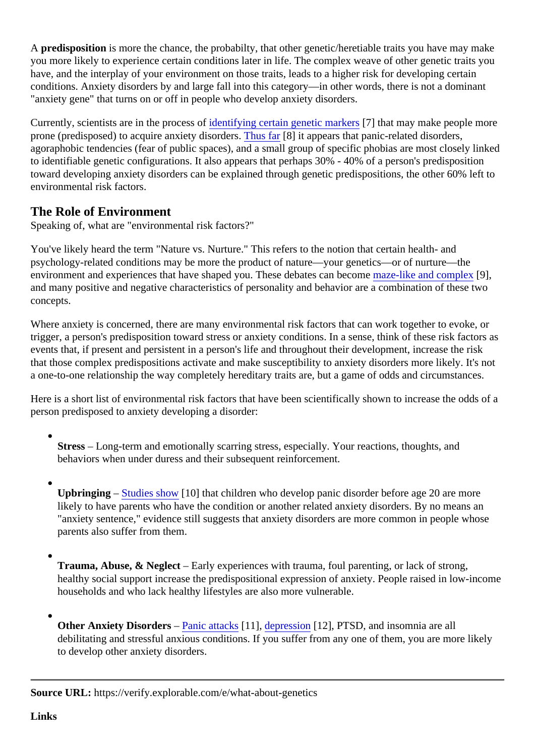A **predisposition** is more the chance, the probabilty, that other genetic/heretiable traits you have may make you more likely to experience certain conditions later in life. The complex weave of other genetic traits you have, and the interplay of your environment on those traits, leads to a higher risk for developing certain conditions. Anxiety disorders by and large fall into this category—in other words, there is not a dominant "anxiety gene" that turns on or off in people who develop anxiety disorders.

Currently, scientists are in the process of identifying certain genetic markers [7] that may make people more prone (predisposed) to acquire anxiety disorders. Thus far [8] it appears that panic-related disorders, agoraphobic tendencies (fear of public spaces), and a small group of specific phobias are most closely linked to identifiable genetic configurations. It also appears that perhaps 30% - 40% of a person's predisposition toward developing anxiety disorders can be explained through genetic predispositions, the other 60% left to environmental risk factors.

## The Role of Environment

Speaking of, what are "environmental risk factors?"

You've likely heard the term "Nature vs. Nurture." This refers to the notion that certain health- and psychology-related conditions may be more the product of nature—your genetics—or of nurture—the environment and experiences that have shaped you. These debates can become maze-like and complex [9], and many positive and negative characteristics of personality and behavior are a combination of these two concepts.

Where anxiety is concerned, there are many environmental risk factors that can work together to evoke, or trigger, a person's predisposition toward stress or anxiety conditions. In a sense, think of these risk factors as events that, if present and persistent in a person's life and throughout their development, increase the risk that those complex predispositions activate and make susceptibility to anxiety disorders more likely. It's not a one-to-one relationship the way completely hereditary traits are, but a game of odds and circumstances.

Here is a short list of environmental risk factors that have been scientifically shown to increase the odds of a person predisposed to anxiety developing a disorder:

- **Stress** – Long-term and emotionally scarring stress, especially. Your reactions, thoughts, and behaviors when under duress and their subsequent reinforcement.
- **Upbringing** – Studies show [10] that children who develop panic disorder before age 20 are more likely to have parents who have the condition or another related anxiety disorders. By no means an "anxiety sentence," evidence still suggests that anxiety disorders are more common in people whose parents also suffer from them.
- **Trauma, Abuse, & Neglect** – Early experiences with trauma, foul parenting, or lack of strong, healthy social support increase the predispositional expression of anxiety. People raised in low-income households and who lack healthy lifestyles are also more vulnerable.
- **Other Anxiety Disorders** – Panic attacks [11], depression [12], PTSD, and insomnia are all debilitating and stressful anxious conditions. If you suffer from any one of them, you are more likely to develop other anxiety disorders.

---

**Source URL:** https://verify.explorable.com/e/what-about-genetics

**Links**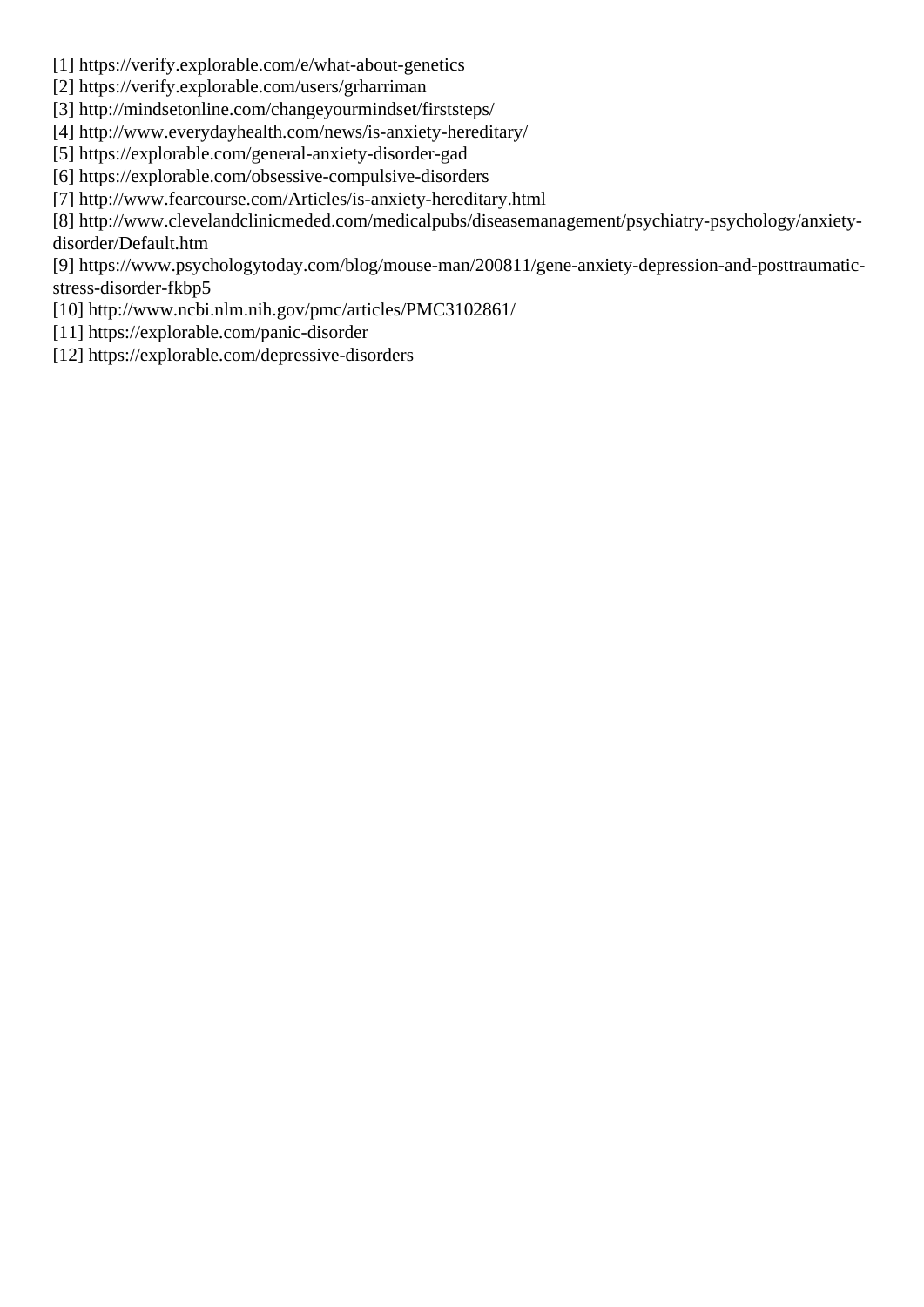[1] https://verify.explorable.com/e/what-about-genetics
[2] https://verify.explorable.com/users/grharriman
[3] http://mindsetonline.com/changeyourmindset/firststeps/
[4] http://www.everydayhealth.com/news/is-anxiety-hereditary/
[5] https://explorable.com/general-anxiety-disorder-gad
[6] https://explorable.com/obsessive-compulsive-disorders
[7] http://www.fearcourse.com/Articles/is-anxiety-hereditary.html
[8] http://www.clevelandclinicmeded.com/medicalpubs/diseasemanagement/psychiatry-psychology/anxiety-disorder/Default.htm
[9] https://www.psychologytoday.com/blog/mouse-man/200811/gene-anxiety-depression-and-posttraumatic-stress-disorder-fkbp5
[10] http://www.ncbi.nlm.nih.gov/pmc/articles/PMC3102861/
[11] https://explorable.com/panic-disorder
[12] https://explorable.com/depressive-disorders